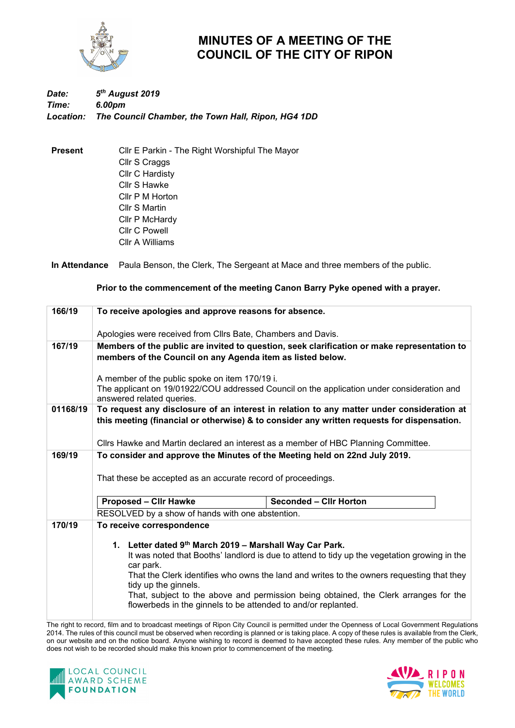# MINUTES OF A MEETING OF THE COUNCIL OF THE CITY OF RIPON

***Date:*** ***5th August 2019***
***Time:*** ***6.00pm***
***Location:*** ***The Council Chamber, the Town Hall, Ripon, HG4 1DD***

**Present**
Cllr E Parkin - The Right Worshipful The Mayor
Cllr S Craggs
Cllr C Hardisty
Cllr S Hawke
Cllr P M Horton
Cllr S Martin
Cllr P McHardy
Cllr C Powell
Cllr A Williams

**In Attendance** Paula Benson, the Clerk, The Sergeant at Mace and three members of the public.

**Prior to the commencement of the meeting Canon Barry Pyke opened with a prayer.**

| | |
|---|---|
| **166/19** | **To receive apologies and approve reasons for absence.**<br><br>Apologies were received from Cllrs Bate, Chambers and Davis. |
| **167/19** | **Members of the public are invited to question, seek clarification or make representation to members of the Council on any Agenda item as listed below.**<br><br>A member of the public spoke on item 170/19 i.<br>The applicant on 19/01922/COU addressed Council on the application under consideration and answered related queries. |
| **01168/19** | **To request any disclosure of an interest in relation to any matter under consideration at this meeting (financial or otherwise) & to consider any written requests for dispensation.**<br><br>Cllrs Hawke and Martin declared an interest as a member of HBC Planning Committee. |
| **169/19** | **To consider and approve the Minutes of the Meeting held on 22nd July 2019.**<br><br>That these be accepted as an accurate record of proceedings.<br><br>**Proposed – Cllr Hawke** / **Seconded – Cllr Horton**<br>RESOLVED by a show of hands with one abstention. |
| **170/19** | **To receive correspondence**<br><br>1. **Letter dated 9th March 2019 – Marshall Way Car Park.**<br>It was noted that Booths' landlord is due to attend to tidy up the vegetation growing in the car park.<br>That the Clerk identifies who owns the land and writes to the owners requesting that they tidy up the ginnels.<br>That, subject to the above and permission being obtained, the Clerk arranges for the flowerbeds in the ginnels to be attended to and/or replanted. |

The right to record, film and to broadcast meetings of Ripon City Council is permitted under the Openness of Local Government Regulations 2014. The rules of this council must be observed when recording is planned or is taking place. A copy of these rules is available from the Clerk, on our website and on the notice board. Anyone wishing to record is deemed to have accepted these rules. Any member of the public who does not wish to be recorded should make this known prior to commencement of the meeting.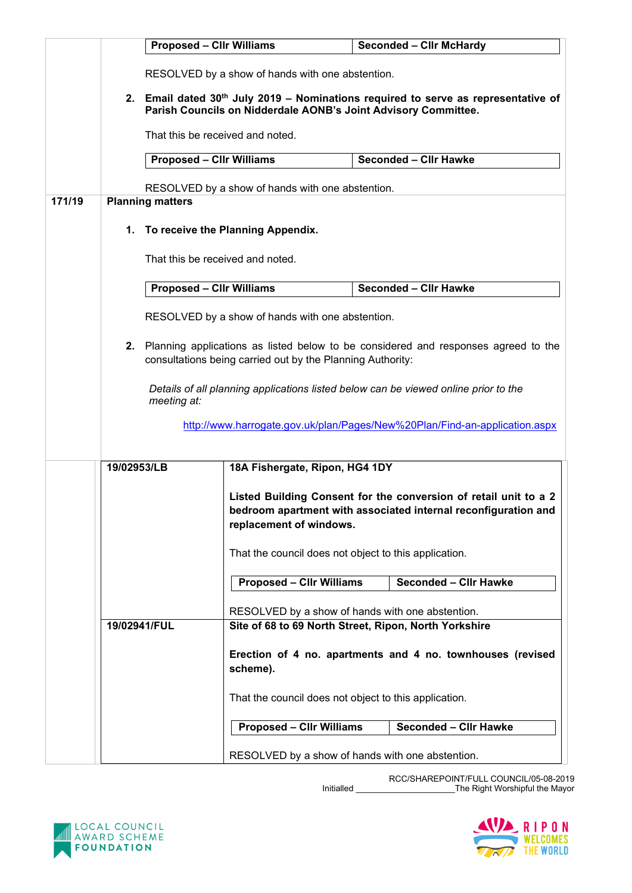| Proposed – Cllr Williams | Seconded – Cllr McHardy |
|---|---|

RESOLVED by a show of hands with one abstention.

**2. Email dated 30th July 2019 – Nominations required to serve as representative of Parish Councils on Nidderdale AONB's Joint Advisory Committee.**

That this be received and noted.

| Proposed – Cllr Williams | Seconded – Cllr Hawke |
|---|---|

RESOLVED by a show of hands with one abstention.

**171/19 Planning matters**

**1. To receive the Planning Appendix.**

That this be received and noted.

| Proposed – Cllr Williams | Seconded – Cllr Hawke |
|---|---|

RESOLVED by a show of hands with one abstention.

**2.** Planning applications as listed below to be considered and responses agreed to the consultations being carried out by the Planning Authority:

*Details of all planning applications listed below can be viewed online prior to the meeting at:*

http://www.harrogate.gov.uk/plan/Pages/New%20Plan/Find-an-application.aspx

| Reference | Details |
|---|---|
| **19/02953/LB** | **18A Fishergate, Ripon, HG4 1DY**<br><br>**Listed Building Consent for the conversion of retail unit to a 2 bedroom apartment with associated internal reconfiguration and replacement of windows.**<br><br>That the council does not object to this application.<br><br>**Proposed – Cllr Williams** / **Seconded – Cllr Hawke**<br><br>RESOLVED by a show of hands with one abstention. |
| **19/02941/FUL** | **Site of 68 to 69 North Street, Ripon, North Yorkshire**<br><br>**Erection of 4 no. apartments and 4 no. townhouses (revised scheme).**<br><br>That the council does not object to this application.<br><br>**Proposed – Cllr Williams** / **Seconded – Cllr Hawke**<br><br>RESOLVED by a show of hands with one abstention. |

RCC/SHAREPOINT/FULL COUNCIL/05-08-2019

Initialled ____________________The Right Worshipful the Mayor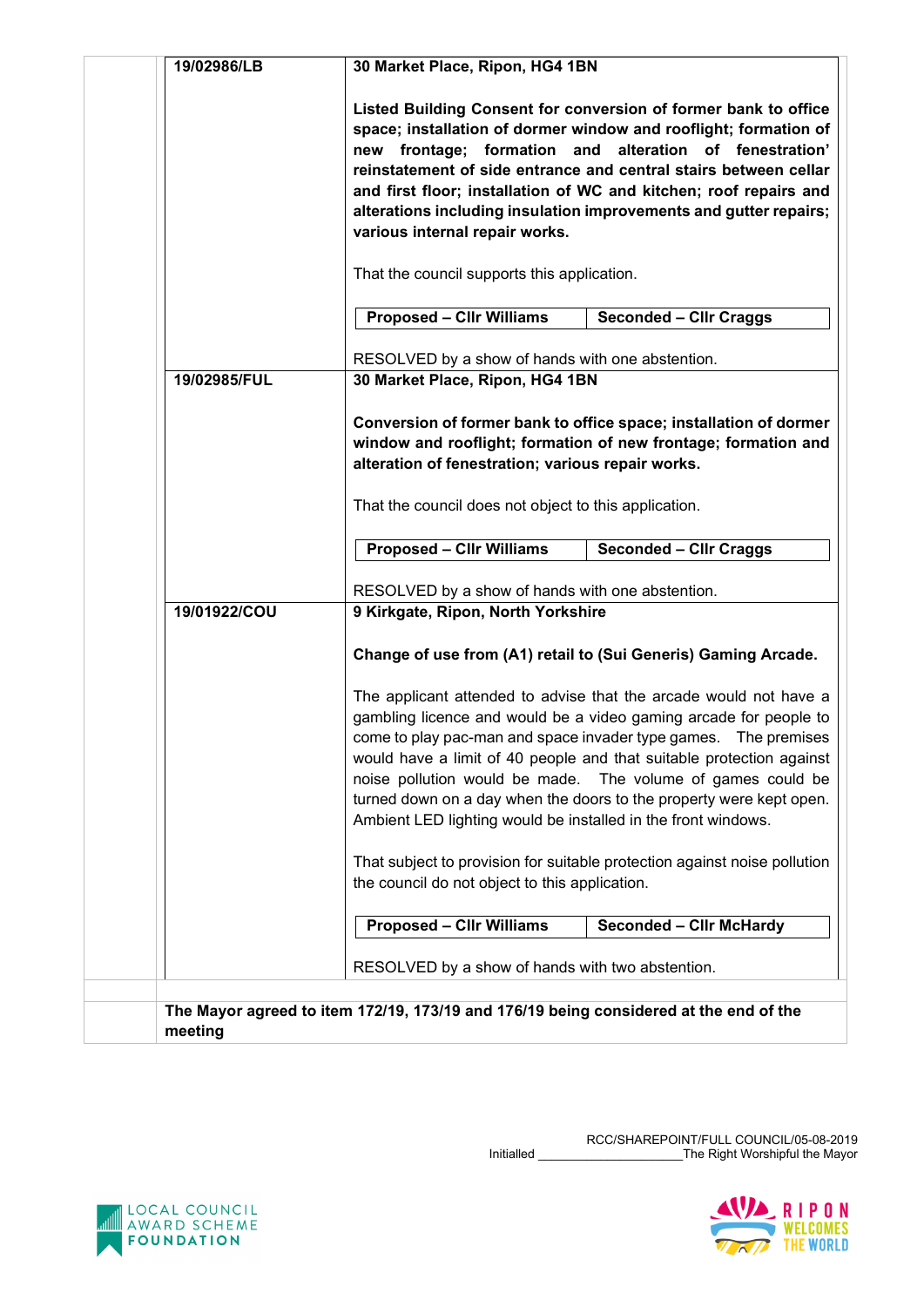| | | |
|---|---|---|
| | **19/02986/LB** | **30 Market Place, Ripon, HG4 1BN**<br><br>**Listed Building Consent for conversion of former bank to office space; installation of dormer window and rooflight; formation of new frontage; formation and alteration of fenestration' reinstatement of side entrance and central stairs between cellar and first floor; installation of WC and kitchen; roof repairs and alterations including insulation improvements and gutter repairs; various internal repair works.**<br><br>That the council supports this application.<br><br>**Proposed – Cllr Williams** / **Seconded – Cllr Craggs**<br><br>RESOLVED by a show of hands with one abstention. |
| | **19/02985/FUL** | **30 Market Place, Ripon, HG4 1BN**<br><br>**Conversion of former bank to office space; installation of dormer window and rooflight; formation of new frontage; formation and alteration of fenestration; various repair works.**<br><br>That the council does not object to this application.<br><br>**Proposed – Cllr Williams** / **Seconded – Cllr Craggs**<br><br>RESOLVED by a show of hands with one abstention. |
| | **19/01922/COU** | **9 Kirkgate, Ripon, North Yorkshire**<br><br>**Change of use from (A1) retail to (Sui Generis) Gaming Arcade.**<br><br>The applicant attended to advise that the arcade would not have a gambling licence and would be a video gaming arcade for people to come to play pac-man and space invader type games. The premises would have a limit of 40 people and that suitable protection against noise pollution would be made. The volume of games could be turned down on a day when the doors to the property were kept open. Ambient LED lighting would be installed in the front windows.<br><br>That subject to provision for suitable protection against noise pollution the council do not object to this application.<br><br>**Proposed – Cllr Williams** / **Seconded – Cllr McHardy**<br><br>RESOLVED by a show of hands with two abstention. |
| | **The Mayor agreed to item 172/19, 173/19 and 176/19 being considered at the end of the meeting** | |

RCC/SHAREPOINT/FULL COUNCIL/05-08-2019

Initialled ____________________The Right Worshipful the Mayor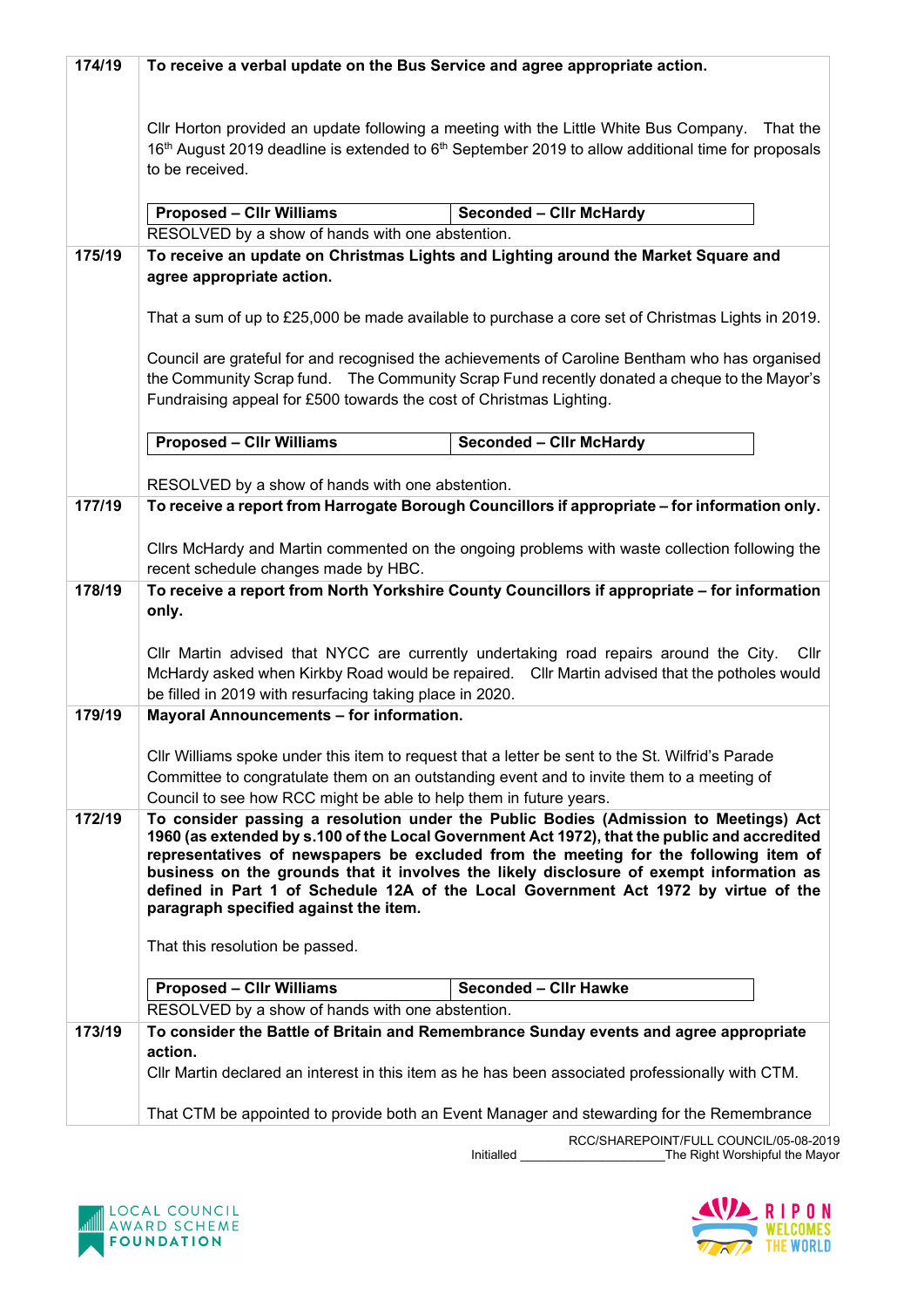| | |
|---|---|
| **174/19** | **To receive a verbal update on the Bus Service and agree appropriate action.**<br><br>Cllr Horton provided an update following a meeting with the Little White Bus Company. That the 16th August 2019 deadline is extended to 6th September 2019 to allow additional time for proposals to be received.<br><br>**Proposed – Cllr Williams** / **Seconded – Cllr McHardy**<br>RESOLVED by a show of hands with one abstention. |
| **175/19** | **To receive an update on Christmas Lights and Lighting around the Market Square and agree appropriate action.**<br><br>That a sum of up to £25,000 be made available to purchase a core set of Christmas Lights in 2019.<br><br>Council are grateful for and recognised the achievements of Caroline Bentham who has organised the Community Scrap fund. The Community Scrap Fund recently donated a cheque to the Mayor's Fundraising appeal for £500 towards the cost of Christmas Lighting.<br><br>**Proposed – Cllr Williams** / **Seconded – Cllr McHardy**<br><br>RESOLVED by a show of hands with one abstention. |
| **177/19** | **To receive a report from Harrogate Borough Councillors if appropriate – for information only.**<br><br>Cllrs McHardy and Martin commented on the ongoing problems with waste collection following the recent schedule changes made by HBC. |
| **178/19** | **To receive a report from North Yorkshire County Councillors if appropriate – for information only.**<br><br>Cllr Martin advised that NYCC are currently undertaking road repairs around the City. Cllr McHardy asked when Kirkby Road would be repaired. Cllr Martin advised that the potholes would be filled in 2019 with resurfacing taking place in 2020. |
| **179/19** | **Mayoral Announcements – for information.**<br><br>Cllr Williams spoke under this item to request that a letter be sent to the St. Wilfrid's Parade Committee to congratulate them on an outstanding event and to invite them to a meeting of Council to see how RCC might be able to help them in future years. |
| **172/19** | **To consider passing a resolution under the Public Bodies (Admission to Meetings) Act 1960 (as extended by s.100 of the Local Government Act 1972), that the public and accredited representatives of newspapers be excluded from the meeting for the following item of business on the grounds that it involves the likely disclosure of exempt information as defined in Part 1 of Schedule 12A of the Local Government Act 1972 by virtue of the paragraph specified against the item.**<br><br>That this resolution be passed.<br><br>**Proposed – Cllr Williams** / **Seconded – Cllr Hawke**<br>RESOLVED by a show of hands with one abstention. |
| **173/19** | **To consider the Battle of Britain and Remembrance Sunday events and agree appropriate action.**<br>Cllr Martin declared an interest in this item as he has been associated professionally with CTM.<br><br>That CTM be appointed to provide both an Event Manager and stewarding for the Remembrance |

RCC/SHAREPOINT/FULL COUNCIL/05-08-2019

Initialled ____________________ The Right Worshipful the Mayor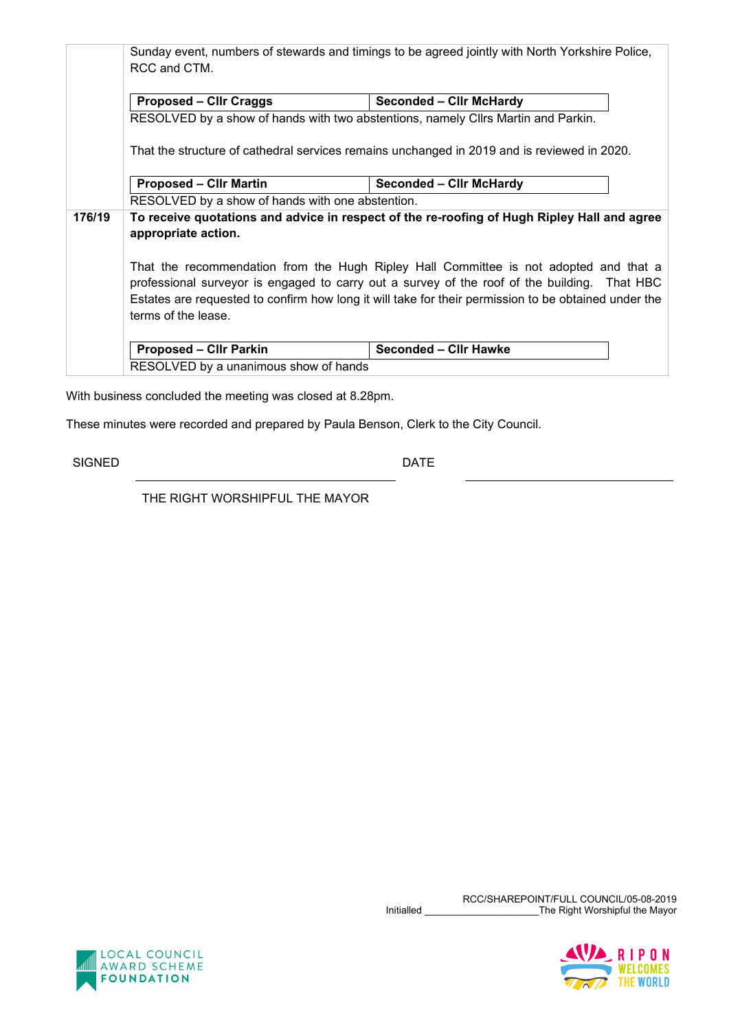| | |
|---|---|
| | Sunday event, numbers of stewards and timings to be agreed jointly with North Yorkshire Police, RCC and CTM.<br><br>**Proposed – Cllr Craggs** \| **Seconded – Cllr McHardy**<br>RESOLVED by a show of hands with two abstentions, namely Cllrs Martin and Parkin.<br><br>That the structure of cathedral services remains unchanged in 2019 and is reviewed in 2020.<br><br>**Proposed – Cllr Martin** \| **Seconded – Cllr McHardy**<br>RESOLVED by a show of hands with one abstention. |
| **176/19** | **To receive quotations and advice in respect of the re-roofing of Hugh Ripley Hall and agree appropriate action.**<br><br>That the recommendation from the Hugh Ripley Hall Committee is not adopted and that a professional surveyor is engaged to carry out a survey of the roof of the building. That HBC Estates are requested to confirm how long it will take for their permission to be obtained under the terms of the lease.<br><br>**Proposed – Cllr Parkin** \| **Seconded – Cllr Hawke**<br>RESOLVED by a unanimous show of hands |

With business concluded the meeting was closed at 8.28pm.

These minutes were recorded and prepared by Paula Benson, Clerk to the City Council.

SIGNED ______________________________ DATE ______________________________

THE RIGHT WORSHIPFUL THE MAYOR

RCC/SHAREPOINT/FULL COUNCIL/05-08-2019

Initialled ______________________The Right Worshipful the Mayor